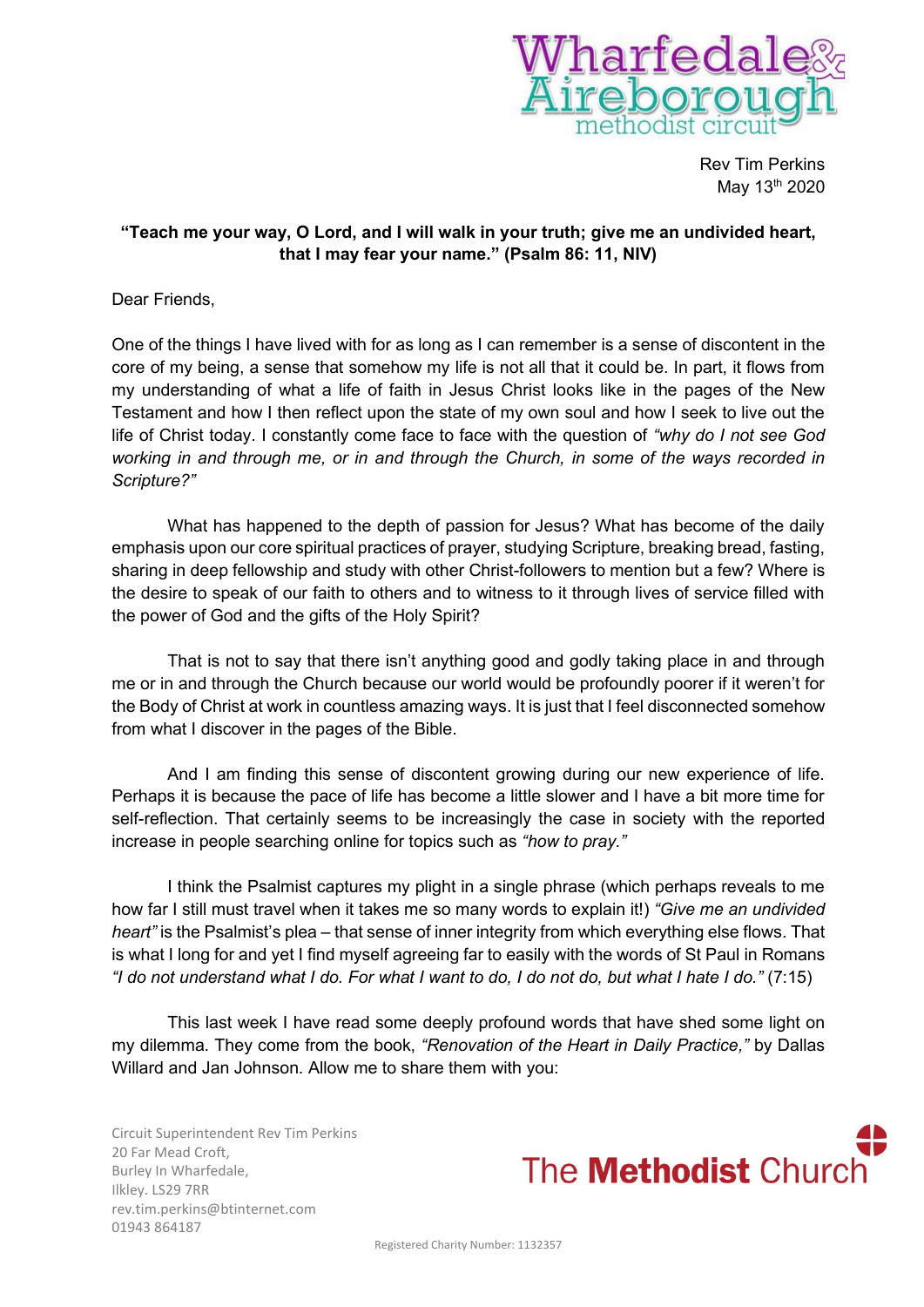Rev Tim Perkins
May 13th 2020

**"Teach me your way, O Lord, and I will walk in your truth; give me an undivided heart, that I may fear your name." (Psalm 86: 11, NIV)**

Dear Friends,

One of the things I have lived with for as long as I can remember is a sense of discontent in the core of my being, a sense that somehow my life is not all that it could be. In part, it flows from my understanding of what a life of faith in Jesus Christ looks like in the pages of the New Testament and how I then reflect upon the state of my own soul and how I seek to live out the life of Christ today. I constantly come face to face with the question of *"why do I not see God working in and through me, or in and through the Church, in some of the ways recorded in Scripture?"*

What has happened to the depth of passion for Jesus? What has become of the daily emphasis upon our core spiritual practices of prayer, studying Scripture, breaking bread, fasting, sharing in deep fellowship and study with other Christ-followers to mention but a few? Where is the desire to speak of our faith to others and to witness to it through lives of service filled with the power of God and the gifts of the Holy Spirit?

That is not to say that there isn't anything good and godly taking place in and through me or in and through the Church because our world would be profoundly poorer if it weren't for the Body of Christ at work in countless amazing ways. It is just that I feel disconnected somehow from what I discover in the pages of the Bible.

And I am finding this sense of discontent growing during our new experience of life. Perhaps it is because the pace of life has become a little slower and I have a bit more time for self-reflection. That certainly seems to be increasingly the case in society with the reported increase in people searching online for topics such as *"how to pray."*

I think the Psalmist captures my plight in a single phrase (which perhaps reveals to me how far I still must travel when it takes me so many words to explain it!) *"Give me an undivided heart"* is the Psalmist's plea – that sense of inner integrity from which everything else flows. That is what I long for and yet I find myself agreeing far to easily with the words of St Paul in Romans *"I do not understand what I do. For what I want to do, I do not do, but what I hate I do."* (7:15)

This last week I have read some deeply profound words that have shed some light on my dilemma. They come from the book, *"Renovation of the Heart in Daily Practice,"* by Dallas Willard and Jan Johnson. Allow me to share them with you:

Circuit Superintendent Rev Tim Perkins
20 Far Mead Croft,
Burley In Wharfedale,
Ilkley. LS29 7RR
rev.tim.perkins@btinternet.com
01943 864187

Registered Charity Number: 1132357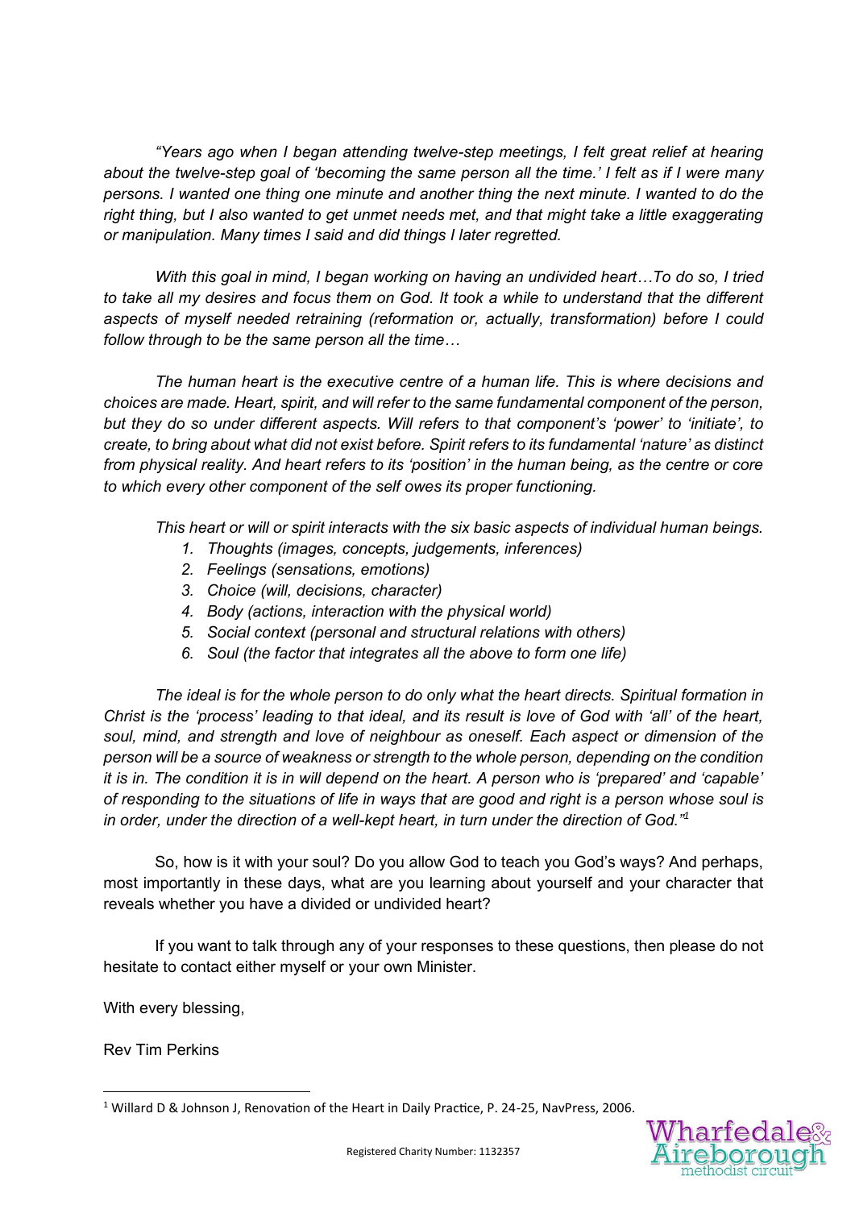*"Years ago when I began attending twelve-step meetings, I felt great relief at hearing about the twelve-step goal of 'becoming the same person all the time.' I felt as if I were many persons. I wanted one thing one minute and another thing the next minute. I wanted to do the right thing, but I also wanted to get unmet needs met, and that might take a little exaggerating or manipulation. Many times I said and did things I later regretted.*

*With this goal in mind, I began working on having an undivided heart…To do so, I tried to take all my desires and focus them on God. It took a while to understand that the different aspects of myself needed retraining (reformation or, actually, transformation) before I could follow through to be the same person all the time…*

*The human heart is the executive centre of a human life. This is where decisions and choices are made. Heart, spirit, and will refer to the same fundamental component of the person, but they do so under different aspects. Will refers to that component's 'power' to 'initiate', to create, to bring about what did not exist before. Spirit refers to its fundamental 'nature' as distinct from physical reality. And heart refers to its 'position' in the human being, as the centre or core to which every other component of the self owes its proper functioning.*

*This heart or will or spirit interacts with the six basic aspects of individual human beings.*

1. *Thoughts (images, concepts, judgements, inferences)*
2. *Feelings (sensations, emotions)*
3. *Choice (will, decisions, character)*
4. *Body (actions, interaction with the physical world)*
5. *Social context (personal and structural relations with others)*
6. *Soul (the factor that integrates all the above to form one life)*

*The ideal is for the whole person to do only what the heart directs. Spiritual formation in Christ is the 'process' leading to that ideal, and its result is love of God with 'all' of the heart, soul, mind, and strength and love of neighbour as oneself. Each aspect or dimension of the person will be a source of weakness or strength to the whole person, depending on the condition it is in. The condition it is in will depend on the heart. A person who is 'prepared' and 'capable' of responding to the situations of life in ways that are good and right is a person whose soul is in order, under the direction of a well-kept heart, in turn under the direction of God."*[1]

So, how is it with your soul? Do you allow God to teach you God's ways? And perhaps, most importantly in these days, what are you learning about yourself and your character that reveals whether you have a divided or undivided heart?

If you want to talk through any of your responses to these questions, then please do not hesitate to contact either myself or your own Minister.

With every blessing,

Rev Tim Perkins

---

[1] Willard D & Johnson J, Renovation of the Heart in Daily Practice, P. 24-25, NavPress, 2006.

Registered Charity Number: 1132357

Wharfedale & Aireborough methodist circuit